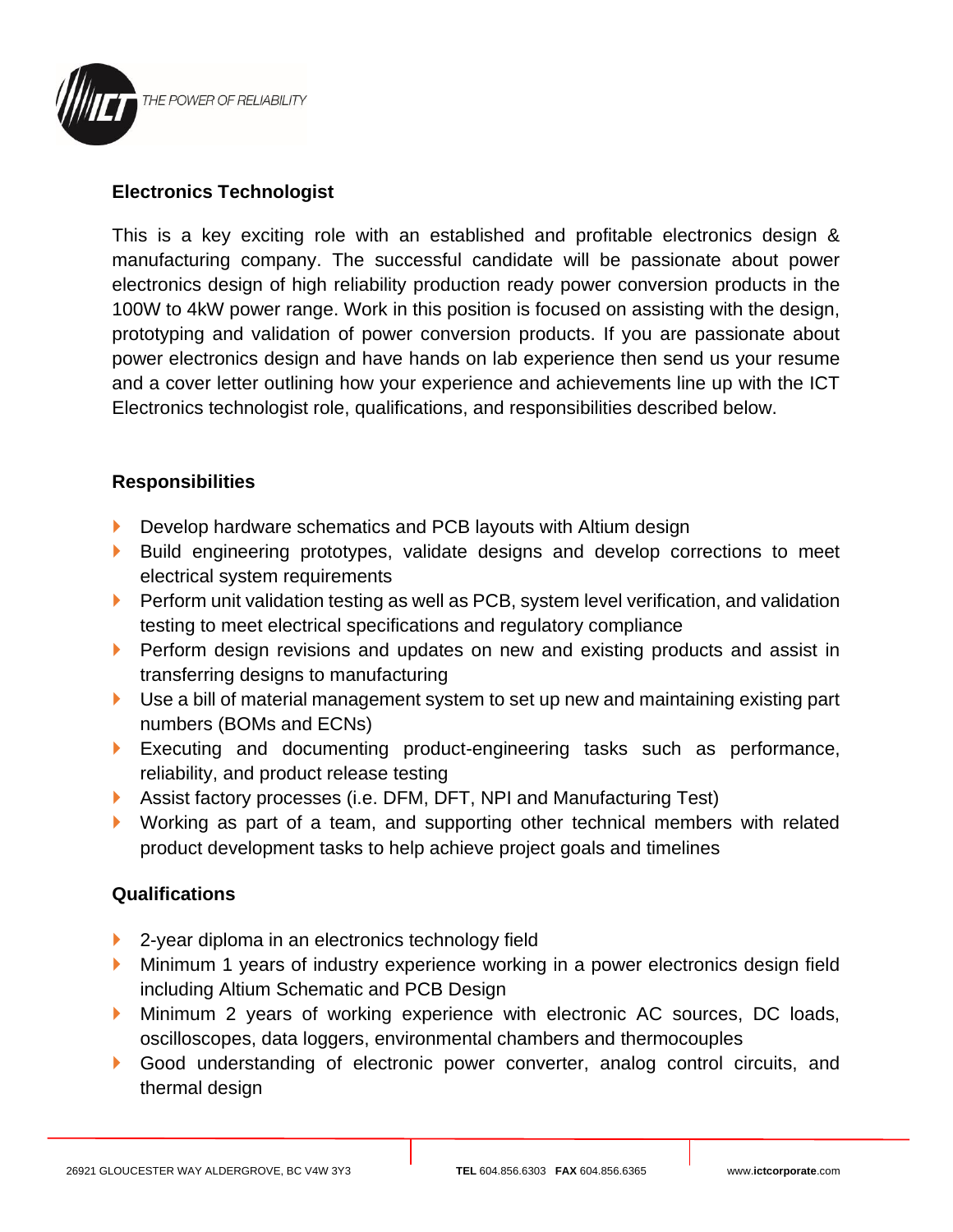THE POWER OF RELIABILITY

## Electronics Technologist

This is a key exciting role with an established and profitable electronics design & manufacturing company. The successful candidate will be passionate about power electronics design of high reliability production ready power conversion products in the 100W to 4kW power range. Work in this position is focused on assisting with the design, prototyping and validation of power conversion products. If you are passionate about power electronics design and have hands on lab experience then send us your resume and a cover letter outlining how your experience and achievements line up with the ICT Electronics technologist role, qualifications, and responsibilities described below.

### Responsibilities

- Develop hardware schematics and PCB layouts with Altium design
- Build engineering prototypes, validate designs and develop corrections to meet electrical system requirements
- Perform unit validation testing as well as PCB, system level verification, and validation testing to meet electrical specifications and regulatory compliance
- Perform design revisions and updates on new and existing products and assist in transferring designs to manufacturing
- Use a bill of material management system to set up new and maintaining existing part numbers (BOMs and ECNs)
- Executing and documenting product-engineering tasks such as performance, reliability, and product release testing
- Assist factory processes (i.e. DFM, DFT, NPI and Manufacturing Test)
- Working as part of a team, and supporting other technical members with related product development tasks to help achieve project goals and timelines

### Qualifications

- 2-year diploma in an electronics technology field
- Minimum 1 years of industry experience working in a power electronics design field including Altium Schematic and PCB Design
- Minimum 2 years of working experience with electronic AC sources, DC loads, oscilloscopes, data loggers, environmental chambers and thermocouples
- Good understanding of electronic power converter, analog control circuits, and thermal design

26921 GLOUCESTER WAY ALDERGROVE, BC V4W 3Y3 | **TEL** 604.856.6303 **FAX** 604.856.6365 | www.**ictcorporate**.com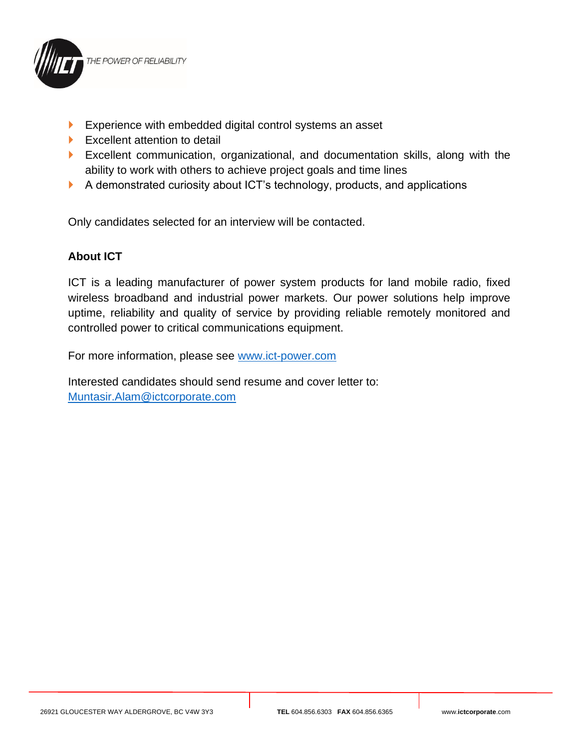- Experience with embedded digital control systems an asset
- Excellent attention to detail
- Excellent communication, organizational, and documentation skills, along with the ability to work with others to achieve project goals and time lines
- A demonstrated curiosity about ICT's technology, products, and applications

Only candidates selected for an interview will be contacted.

**About ICT**

ICT is a leading manufacturer of power system products for land mobile radio, fixed wireless broadband and industrial power markets. Our power solutions help improve uptime, reliability and quality of service by providing reliable remotely monitored and controlled power to critical communications equipment.

For more information, please see [www.ict-power.com](http://www.ict-power.com)

Interested candidates should send resume and cover letter to:
[Muntasir.Alam@ictcorporate.com](mailto:Muntasir.Alam@ictcorporate.com)